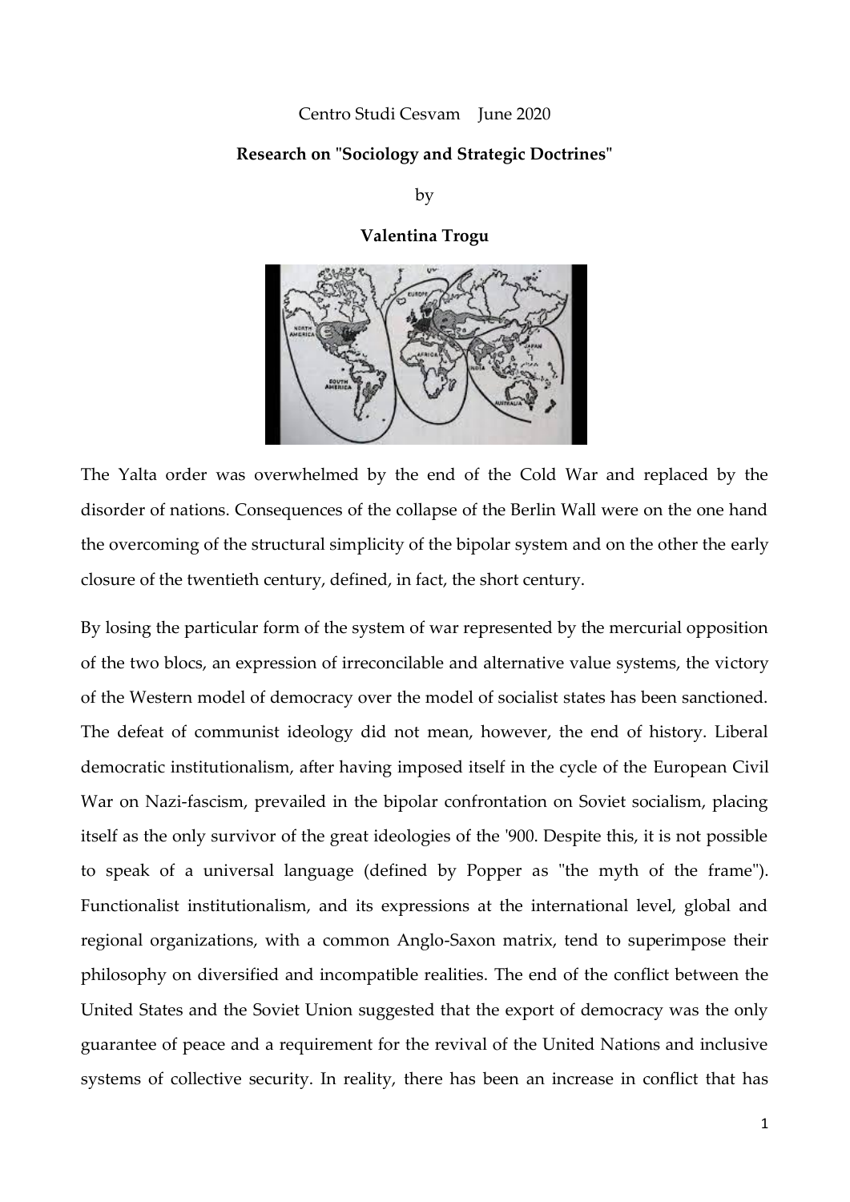Centro Studi Cesvam    June 2020

**Research on "Sociology and Strategic Doctrines"**

by

**Valentina Trogu**

The Yalta order was overwhelmed by the end of the Cold War and replaced by the disorder of nations. Consequences of the collapse of the Berlin Wall were on the one hand the overcoming of the structural simplicity of the bipolar system and on the other the early closure of the twentieth century, defined, in fact, the short century.

By losing the particular form of the system of war represented by the mercurial opposition of the two blocs, an expression of irreconcilable and alternative value systems, the victory of the Western model of democracy over the model of socialist states has been sanctioned. The defeat of communist ideology did not mean, however, the end of history. Liberal democratic institutionalism, after having imposed itself in the cycle of the European Civil War on Nazi-fascism, prevailed in the bipolar confrontation on Soviet socialism, placing itself as the only survivor of the great ideologies of the '900. Despite this, it is not possible to speak of a universal language (defined by Popper as "the myth of the frame"). Functionalist institutionalism, and its expressions at the international level, global and regional organizations, with a common Anglo-Saxon matrix, tend to superimpose their philosophy on diversified and incompatible realities. The end of the conflict between the United States and the Soviet Union suggested that the export of democracy was the only guarantee of peace and a requirement for the revival of the United Nations and inclusive systems of collective security. In reality, there has been an increase in conflict that has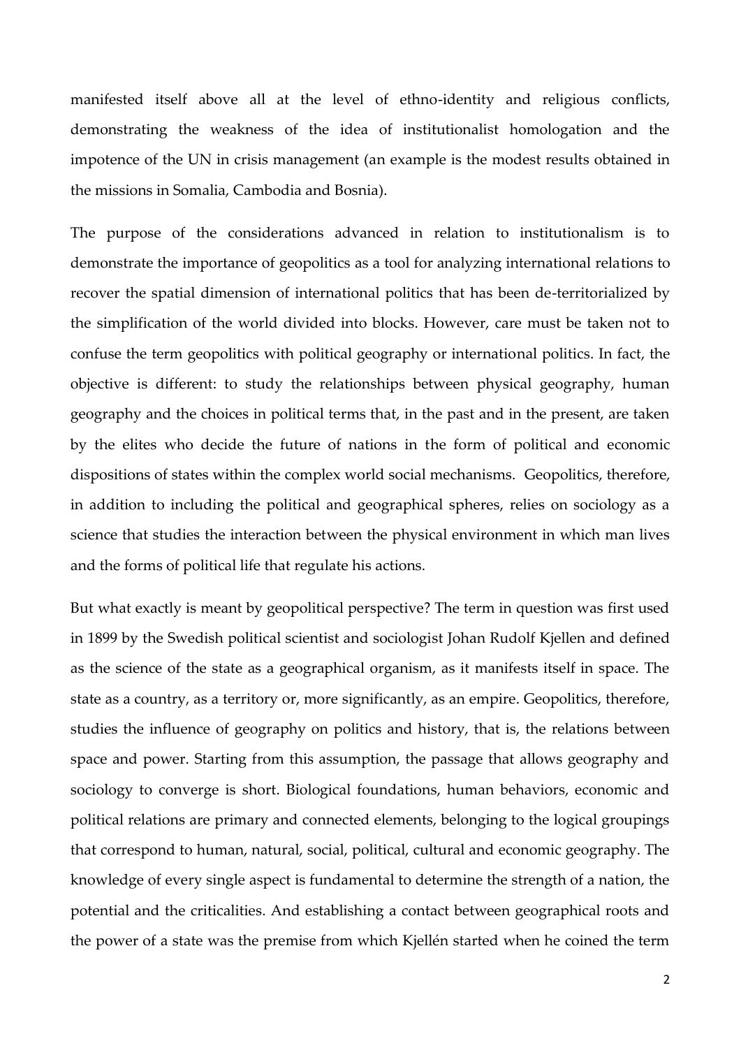manifested itself above all at the level of ethno-identity and religious conflicts, demonstrating the weakness of the idea of institutionalist homologation and the impotence of the UN in crisis management (an example is the modest results obtained in the missions in Somalia, Cambodia and Bosnia).

The purpose of the considerations advanced in relation to institutionalism is to demonstrate the importance of geopolitics as a tool for analyzing international relations to recover the spatial dimension of international politics that has been de-territorialized by the simplification of the world divided into blocks. However, care must be taken not to confuse the term geopolitics with political geography or international politics. In fact, the objective is different: to study the relationships between physical geography, human geography and the choices in political terms that, in the past and in the present, are taken by the elites who decide the future of nations in the form of political and economic dispositions of states within the complex world social mechanisms. Geopolitics, therefore, in addition to including the political and geographical spheres, relies on sociology as a science that studies the interaction between the physical environment in which man lives and the forms of political life that regulate his actions.

But what exactly is meant by geopolitical perspective? The term in question was first used in 1899 by the Swedish political scientist and sociologist Johan Rudolf Kjellen and defined as the science of the state as a geographical organism, as it manifests itself in space. The state as a country, as a territory or, more significantly, as an empire. Geopolitics, therefore, studies the influence of geography on politics and history, that is, the relations between space and power. Starting from this assumption, the passage that allows geography and sociology to converge is short. Biological foundations, human behaviors, economic and political relations are primary and connected elements, belonging to the logical groupings that correspond to human, natural, social, political, cultural and economic geography. The knowledge of every single aspect is fundamental to determine the strength of a nation, the potential and the criticalities. And establishing a contact between geographical roots and the power of a state was the premise from which Kjellén started when he coined the term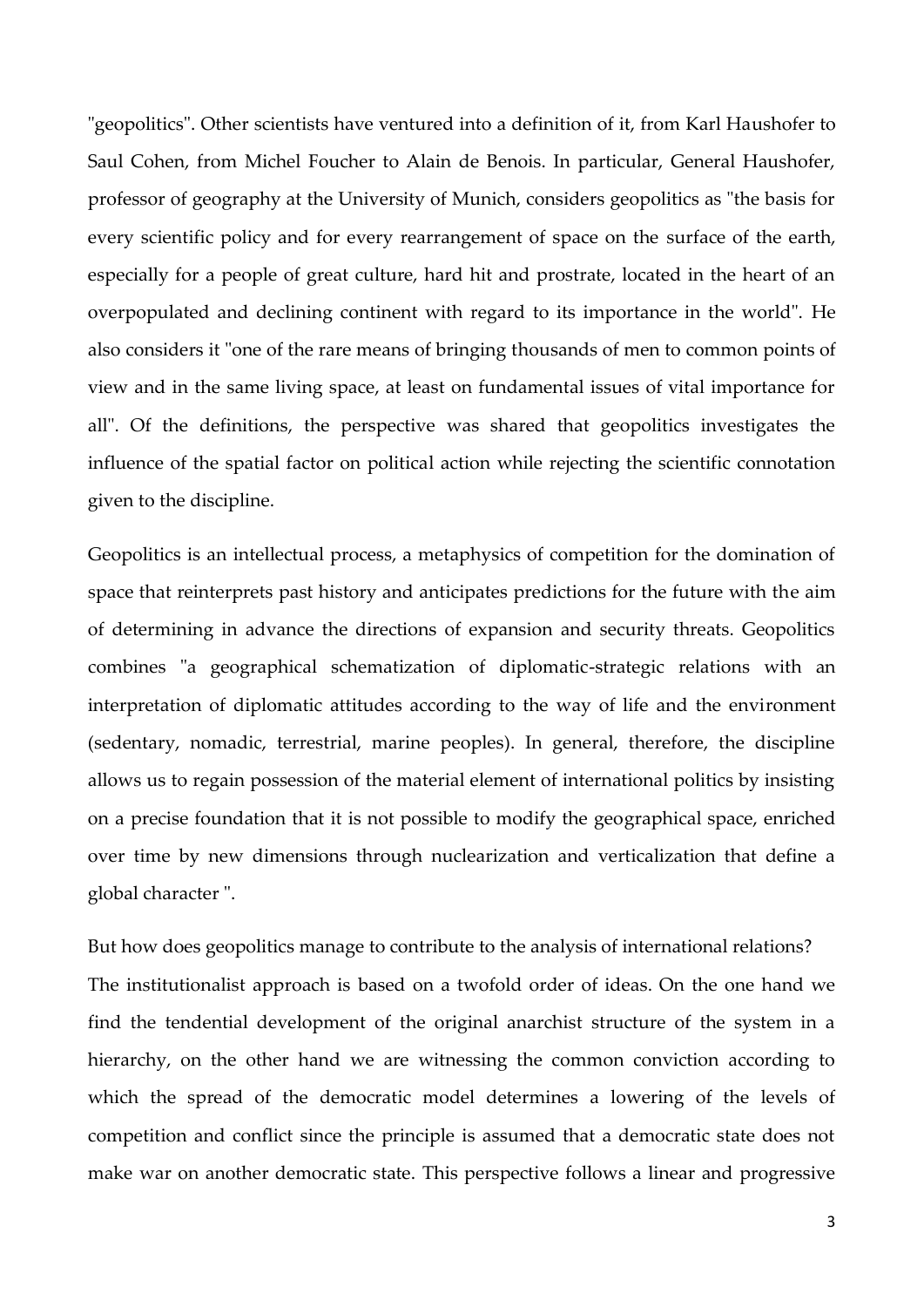"geopolitics". Other scientists have ventured into a definition of it, from Karl Haushofer to Saul Cohen, from Michel Foucher to Alain de Benois. In particular, General Haushofer, professor of geography at the University of Munich, considers geopolitics as "the basis for every scientific policy and for every rearrangement of space on the surface of the earth, especially for a people of great culture, hard hit and prostrate, located in the heart of an overpopulated and declining continent with regard to its importance in the world". He also considers it "one of the rare means of bringing thousands of men to common points of view and in the same living space, at least on fundamental issues of vital importance for all". Of the definitions, the perspective was shared that geopolitics investigates the influence of the spatial factor on political action while rejecting the scientific connotation given to the discipline.

Geopolitics is an intellectual process, a metaphysics of competition for the domination of space that reinterprets past history and anticipates predictions for the future with the aim of determining in advance the directions of expansion and security threats. Geopolitics combines "a geographical schematization of diplomatic-strategic relations with an interpretation of diplomatic attitudes according to the way of life and the environment (sedentary, nomadic, terrestrial, marine peoples). In general, therefore, the discipline allows us to regain possession of the material element of international politics by insisting on a precise foundation that it is not possible to modify the geographical space, enriched over time by new dimensions through nuclearization and verticalization that define a global character ".

But how does geopolitics manage to contribute to the analysis of international relations?
The institutionalist approach is based on a twofold order of ideas. On the one hand we find the tendential development of the original anarchist structure of the system in a hierarchy, on the other hand we are witnessing the common conviction according to which the spread of the democratic model determines a lowering of the levels of competition and conflict since the principle is assumed that a democratic state does not make war on another democratic state. This perspective follows a linear and progressive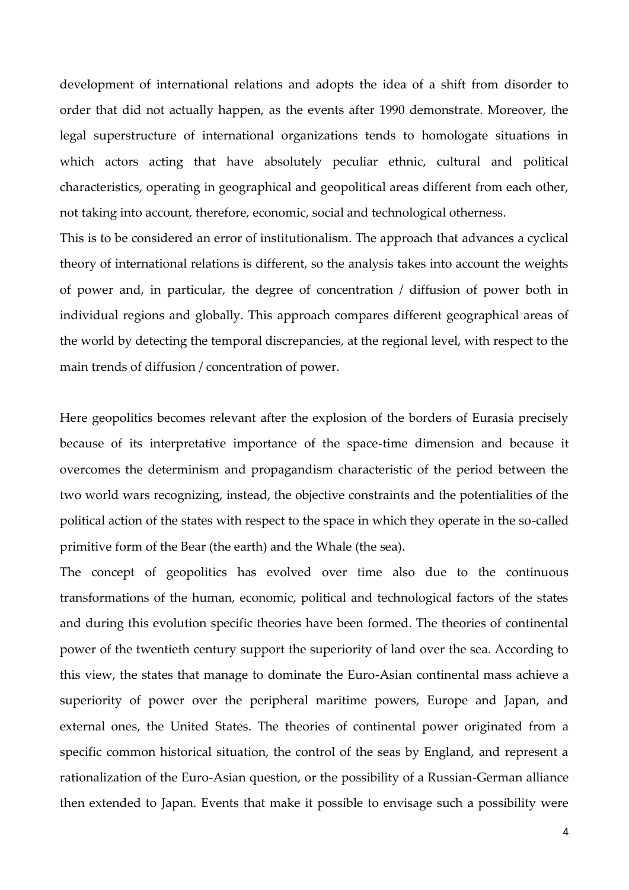development of international relations and adopts the idea of a shift from disorder to order that did not actually happen, as the events after 1990 demonstrate. Moreover, the legal superstructure of international organizations tends to homologate situations in which actors acting that have absolutely peculiar ethnic, cultural and political characteristics, operating in geographical and geopolitical areas different from each other, not taking into account, therefore, economic, social and technological otherness.

This is to be considered an error of institutionalism. The approach that advances a cyclical theory of international relations is different, so the analysis takes into account the weights of power and, in particular, the degree of concentration / diffusion of power both in individual regions and globally. This approach compares different geographical areas of the world by detecting the temporal discrepancies, at the regional level, with respect to the main trends of diffusion / concentration of power.

Here geopolitics becomes relevant after the explosion of the borders of Eurasia precisely because of its interpretative importance of the space-time dimension and because it overcomes the determinism and propagandism characteristic of the period between the two world wars recognizing, instead, the objective constraints and the potentialities of the political action of the states with respect to the space in which they operate in the so-called primitive form of the Bear (the earth) and the Whale (the sea).

The concept of geopolitics has evolved over time also due to the continuous transformations of the human, economic, political and technological factors of the states and during this evolution specific theories have been formed. The theories of continental power of the twentieth century support the superiority of land over the sea. According to this view, the states that manage to dominate the Euro-Asian continental mass achieve a superiority of power over the peripheral maritime powers, Europe and Japan, and external ones, the United States. The theories of continental power originated from a specific common historical situation, the control of the seas by England, and represent a rationalization of the Euro-Asian question, or the possibility of a Russian-German alliance then extended to Japan. Events that make it possible to envisage such a possibility were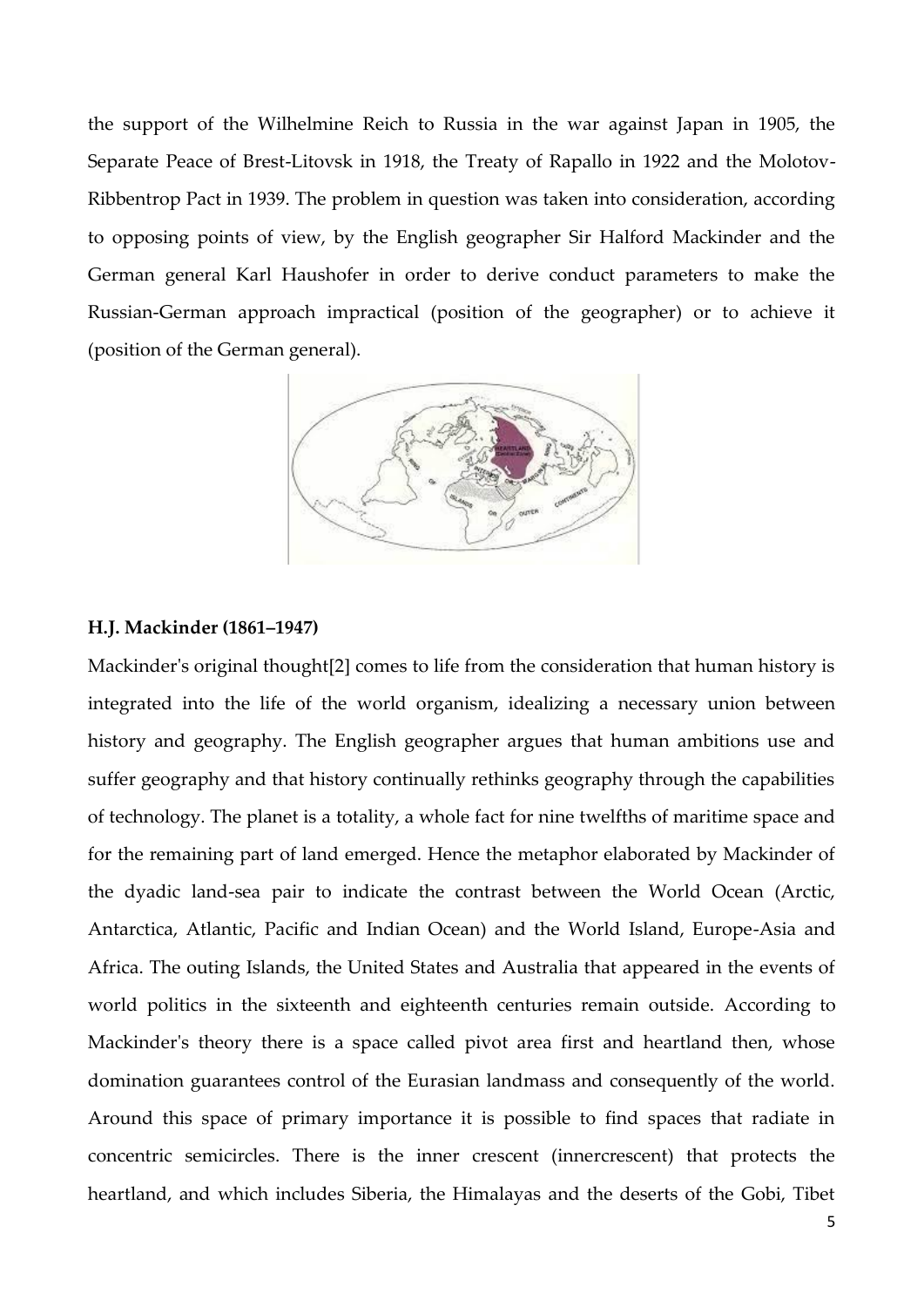the support of the Wilhelmine Reich to Russia in the war against Japan in 1905, the Separate Peace of Brest-Litovsk in 1918, the Treaty of Rapallo in 1922 and the Molotov-Ribbentrop Pact in 1939. The problem in question was taken into consideration, according to opposing points of view, by the English geographer Sir Halford Mackinder and the German general Karl Haushofer in order to derive conduct parameters to make the Russian-German approach impractical (position of the geographer) or to achieve it (position of the German general).

**H.J. Mackinder (1861–1947)**

Mackinder's original thought[2] comes to life from the consideration that human history is integrated into the life of the world organism, idealizing a necessary union between history and geography. The English geographer argues that human ambitions use and suffer geography and that history continually rethinks geography through the capabilities of technology. The planet is a totality, a whole fact for nine twelfths of maritime space and for the remaining part of land emerged. Hence the metaphor elaborated by Mackinder of the dyadic land-sea pair to indicate the contrast between the World Ocean (Arctic, Antarctica, Atlantic, Pacific and Indian Ocean) and the World Island, Europe-Asia and Africa. The outing Islands, the United States and Australia that appeared in the events of world politics in the sixteenth and eighteenth centuries remain outside. According to Mackinder's theory there is a space called pivot area first and heartland then, whose domination guarantees control of the Eurasian landmass and consequently of the world. Around this space of primary importance it is possible to find spaces that radiate in concentric semicircles. There is the inner crescent (innercrescent) that protects the heartland, and which includes Siberia, the Himalayas and the deserts of the Gobi, Tibet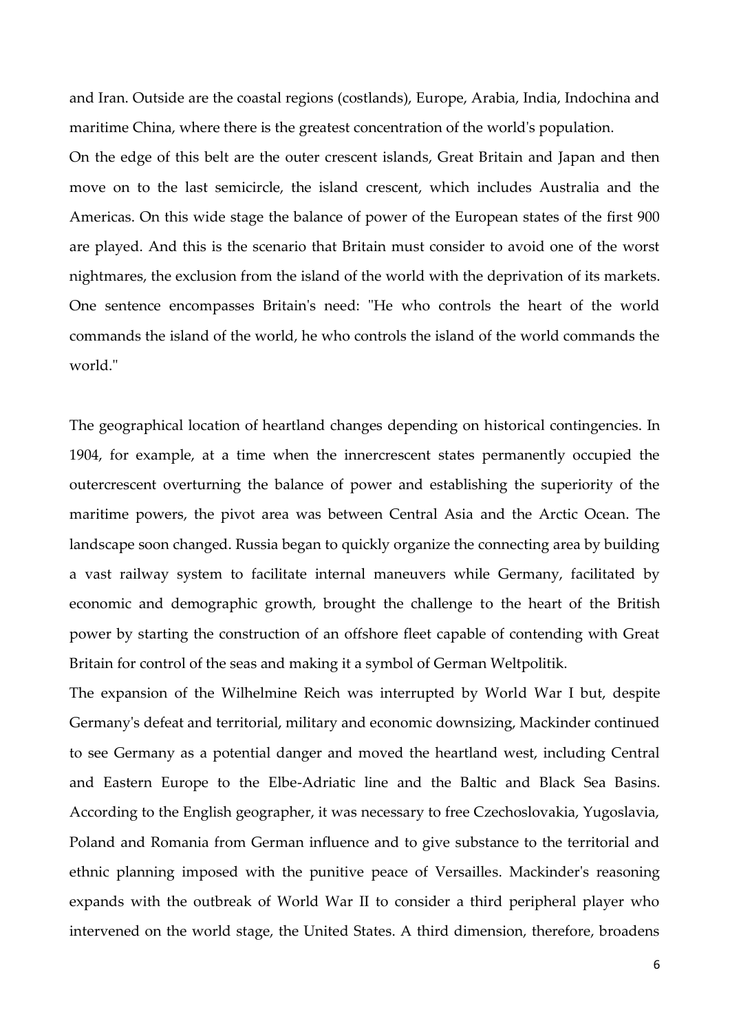and Iran. Outside are the coastal regions (costlands), Europe, Arabia, India, Indochina and maritime China, where there is the greatest concentration of the world's population.
On the edge of this belt are the outer crescent islands, Great Britain and Japan and then move on to the last semicircle, the island crescent, which includes Australia and the Americas. On this wide stage the balance of power of the European states of the first 900 are played. And this is the scenario that Britain must consider to avoid one of the worst nightmares, the exclusion from the island of the world with the deprivation of its markets. One sentence encompasses Britain's need: "He who controls the heart of the world commands the island of the world, he who controls the island of the world commands the world."

The geographical location of heartland changes depending on historical contingencies. In 1904, for example, at a time when the innercrescent states permanently occupied the outercrescent overturning the balance of power and establishing the superiority of the maritime powers, the pivot area was between Central Asia and the Arctic Ocean. The landscape soon changed. Russia began to quickly organize the connecting area by building a vast railway system to facilitate internal maneuvers while Germany, facilitated by economic and demographic growth, brought the challenge to the heart of the British power by starting the construction of an offshore fleet capable of contending with Great Britain for control of the seas and making it a symbol of German Weltpolitik.
The expansion of the Wilhelmine Reich was interrupted by World War I but, despite Germany's defeat and territorial, military and economic downsizing, Mackinder continued to see Germany as a potential danger and moved the heartland west, including Central and Eastern Europe to the Elbe-Adriatic line and the Baltic and Black Sea Basins. According to the English geographer, it was necessary to free Czechoslovakia, Yugoslavia, Poland and Romania from German influence and to give substance to the territorial and ethnic planning imposed with the punitive peace of Versailles. Mackinder's reasoning expands with the outbreak of World War II to consider a third peripheral player who intervened on the world stage, the United States. A third dimension, therefore, broadens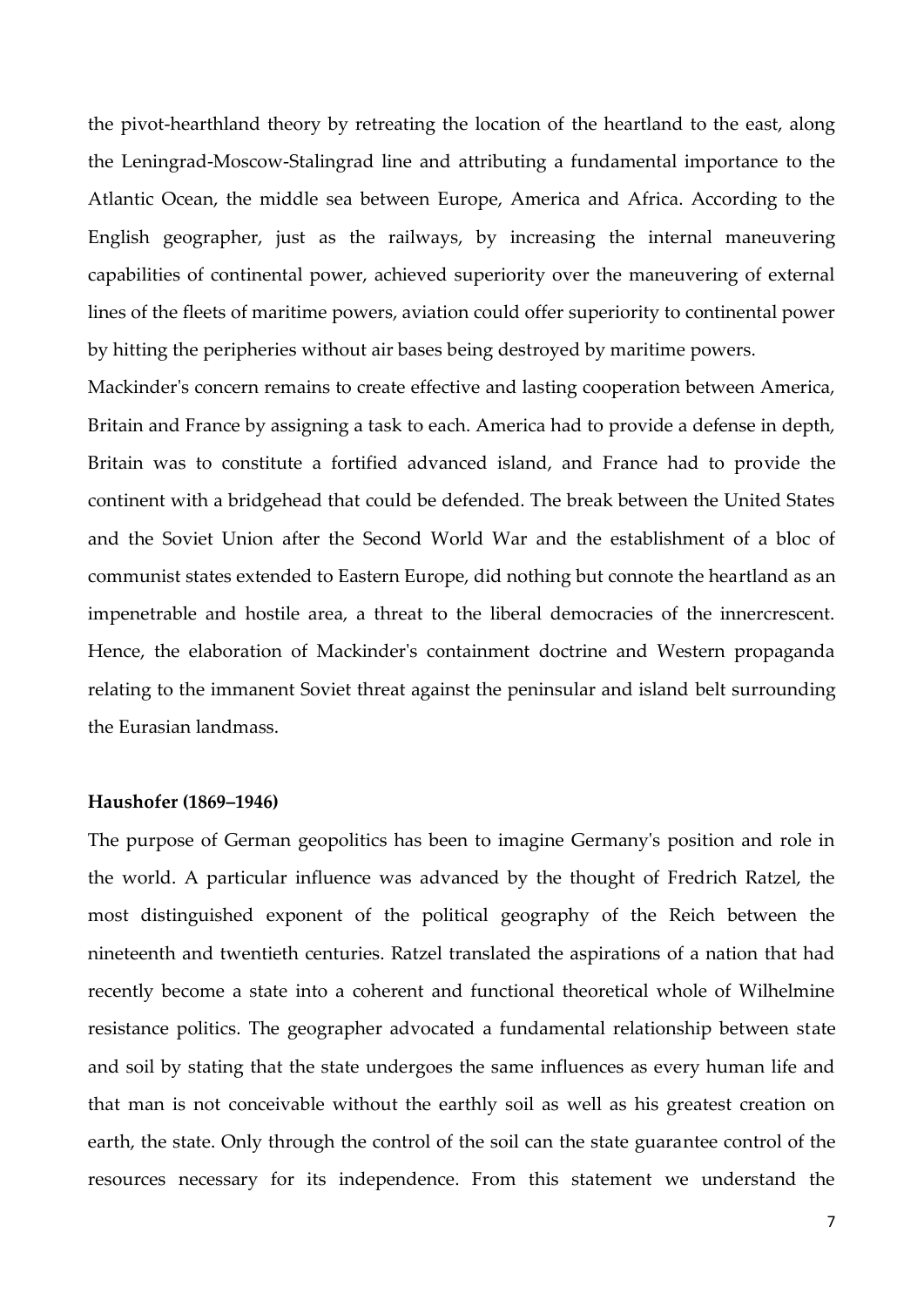the pivot-hearthland theory by retreating the location of the heartland to the east, along the Leningrad-Moscow-Stalingrad line and attributing a fundamental importance to the Atlantic Ocean, the middle sea between Europe, America and Africa. According to the English geographer, just as the railways, by increasing the internal maneuvering capabilities of continental power, achieved superiority over the maneuvering of external lines of the fleets of maritime powers, aviation could offer superiority to continental power by hitting the peripheries without air bases being destroyed by maritime powers.

Mackinder's concern remains to create effective and lasting cooperation between America, Britain and France by assigning a task to each. America had to provide a defense in depth, Britain was to constitute a fortified advanced island, and France had to provide the continent with a bridgehead that could be defended. The break between the United States and the Soviet Union after the Second World War and the establishment of a bloc of communist states extended to Eastern Europe, did nothing but connote the heartland as an impenetrable and hostile area, a threat to the liberal democracies of the innercrescent. Hence, the elaboration of Mackinder's containment doctrine and Western propaganda relating to the immanent Soviet threat against the peninsular and island belt surrounding the Eurasian landmass.

**Haushofer (1869–1946)**

The purpose of German geopolitics has been to imagine Germany's position and role in the world. A particular influence was advanced by the thought of Fredrich Ratzel, the most distinguished exponent of the political geography of the Reich between the nineteenth and twentieth centuries. Ratzel translated the aspirations of a nation that had recently become a state into a coherent and functional theoretical whole of Wilhelmine resistance politics. The geographer advocated a fundamental relationship between state and soil by stating that the state undergoes the same influences as every human life and that man is not conceivable without the earthly soil as well as his greatest creation on earth, the state. Only through the control of the soil can the state guarantee control of the resources necessary for its independence. From this statement we understand the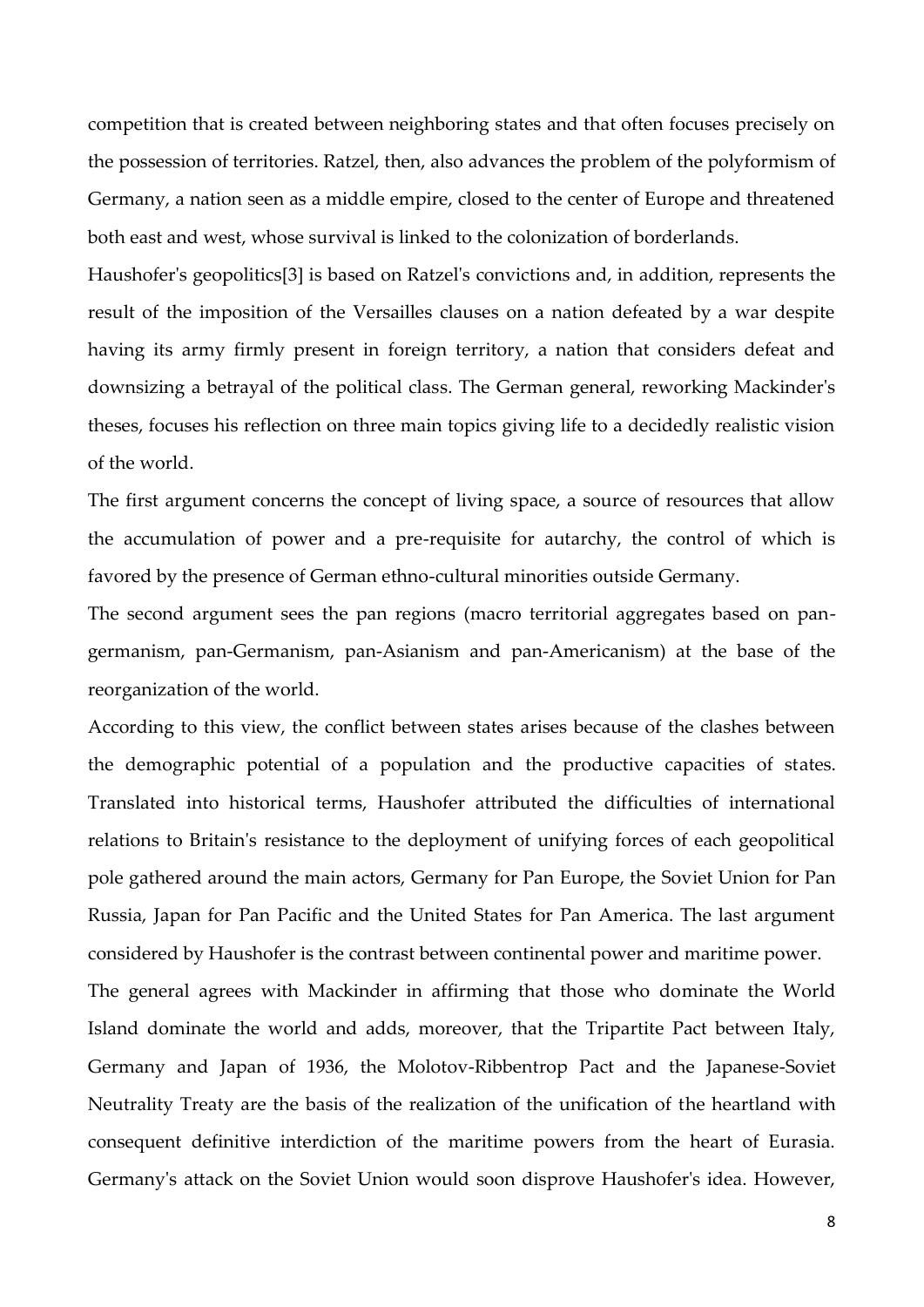competition that is created between neighboring states and that often focuses precisely on the possession of territories. Ratzel, then, also advances the problem of the polyformism of Germany, a nation seen as a middle empire, closed to the center of Europe and threatened both east and west, whose survival is linked to the colonization of borderlands.

Haushofer's geopolitics[3] is based on Ratzel's convictions and, in addition, represents the result of the imposition of the Versailles clauses on a nation defeated by a war despite having its army firmly present in foreign territory, a nation that considers defeat and downsizing a betrayal of the political class. The German general, reworking Mackinder's theses, focuses his reflection on three main topics giving life to a decidedly realistic vision of the world.

The first argument concerns the concept of living space, a source of resources that allow the accumulation of power and a pre-requisite for autarchy, the control of which is favored by the presence of German ethno-cultural minorities outside Germany.

The second argument sees the pan regions (macro territorial aggregates based on pan-germanism, pan-Germanism, pan-Asianism and pan-Americanism) at the base of the reorganization of the world.

According to this view, the conflict between states arises because of the clashes between the demographic potential of a population and the productive capacities of states. Translated into historical terms, Haushofer attributed the difficulties of international relations to Britain's resistance to the deployment of unifying forces of each geopolitical pole gathered around the main actors, Germany for Pan Europe, the Soviet Union for Pan Russia, Japan for Pan Pacific and the United States for Pan America. The last argument considered by Haushofer is the contrast between continental power and maritime power.

The general agrees with Mackinder in affirming that those who dominate the World Island dominate the world and adds, moreover, that the Tripartite Pact between Italy, Germany and Japan of 1936, the Molotov-Ribbentrop Pact and the Japanese-Soviet Neutrality Treaty are the basis of the realization of the unification of the heartland with consequent definitive interdiction of the maritime powers from the heart of Eurasia. Germany's attack on the Soviet Union would soon disprove Haushofer's idea. However,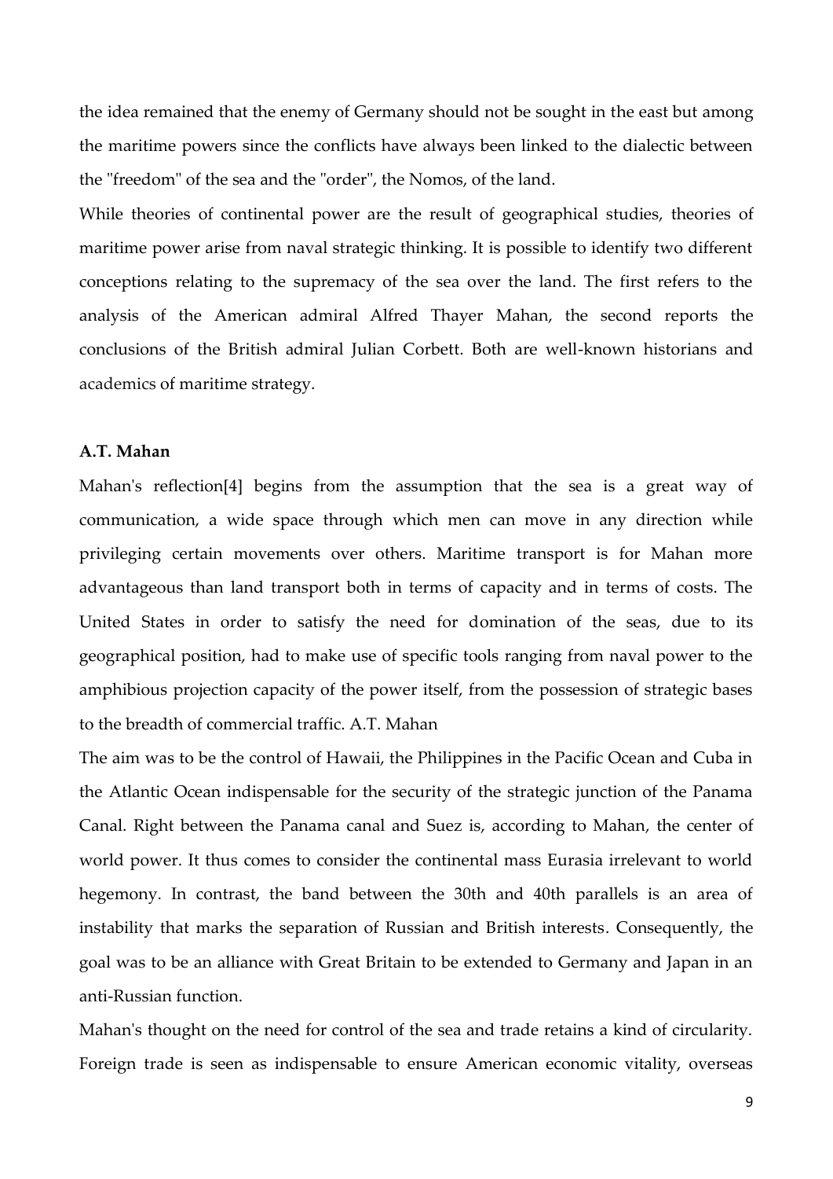the idea remained that the enemy of Germany should not be sought in the east but among the maritime powers since the conflicts have always been linked to the dialectic between the "freedom" of the sea and the "order", the Nomos, of the land.

While theories of continental power are the result of geographical studies, theories of maritime power arise from naval strategic thinking. It is possible to identify two different conceptions relating to the supremacy of the sea over the land. The first refers to the analysis of the American admiral Alfred Thayer Mahan, the second reports the conclusions of the British admiral Julian Corbett. Both are well-known historians and academics of maritime strategy.

**A.T. Mahan**

Mahan's reflection[4] begins from the assumption that the sea is a great way of communication, a wide space through which men can move in any direction while privileging certain movements over others. Maritime transport is for Mahan more advantageous than land transport both in terms of capacity and in terms of costs. The United States in order to satisfy the need for domination of the seas, due to its geographical position, had to make use of specific tools ranging from naval power to the amphibious projection capacity of the power itself, from the possession of strategic bases to the breadth of commercial traffic. A.T. Mahan

The aim was to be the control of Hawaii, the Philippines in the Pacific Ocean and Cuba in the Atlantic Ocean indispensable for the security of the strategic junction of the Panama Canal. Right between the Panama canal and Suez is, according to Mahan, the center of world power. It thus comes to consider the continental mass Eurasia irrelevant to world hegemony. In contrast, the band between the 30th and 40th parallels is an area of instability that marks the separation of Russian and British interests. Consequently, the goal was to be an alliance with Great Britain to be extended to Germany and Japan in an anti-Russian function.

Mahan's thought on the need for control of the sea and trade retains a kind of circularity. Foreign trade is seen as indispensable to ensure American economic vitality, overseas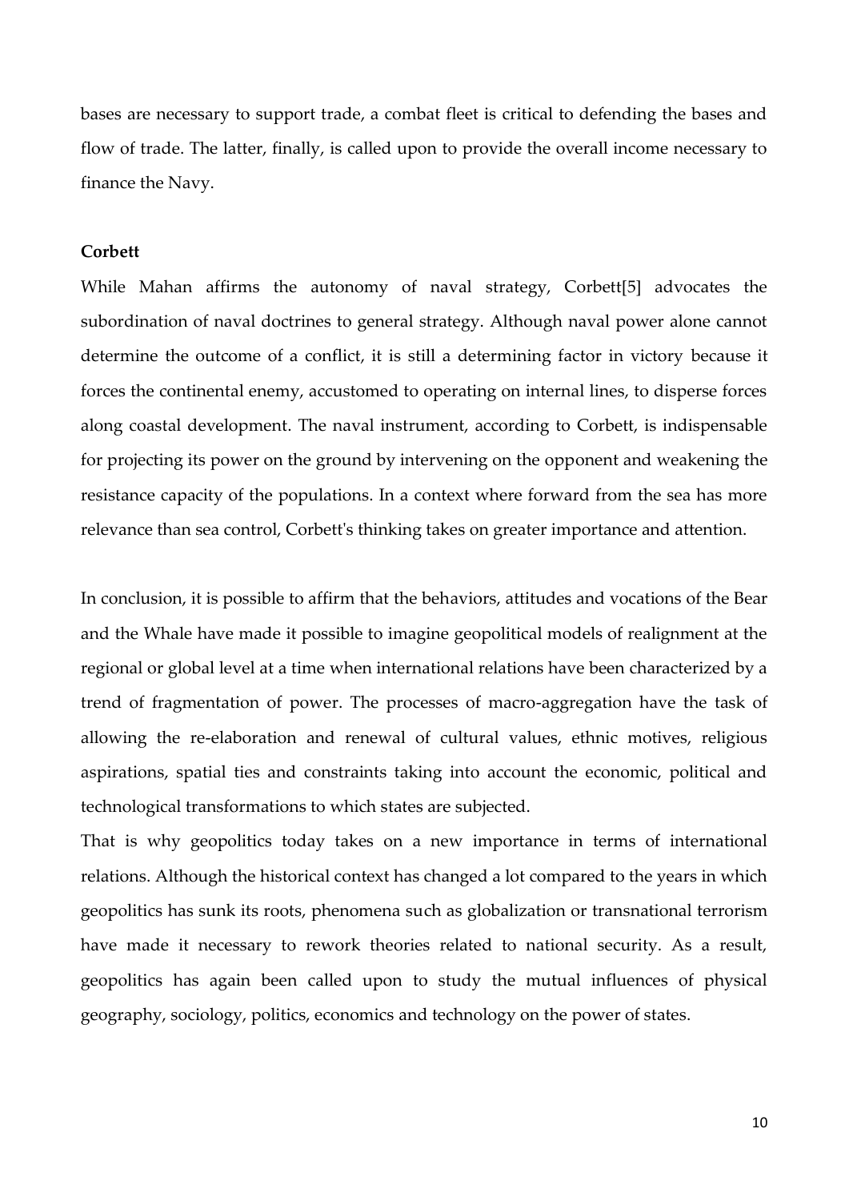bases are necessary to support trade, a combat fleet is critical to defending the bases and flow of trade. The latter, finally, is called upon to provide the overall income necessary to finance the Navy.

**Corbett**

While Mahan affirms the autonomy of naval strategy, Corbett[5] advocates the subordination of naval doctrines to general strategy. Although naval power alone cannot determine the outcome of a conflict, it is still a determining factor in victory because it forces the continental enemy, accustomed to operating on internal lines, to disperse forces along coastal development. The naval instrument, according to Corbett, is indispensable for projecting its power on the ground by intervening on the opponent and weakening the resistance capacity of the populations. In a context where forward from the sea has more relevance than sea control, Corbett's thinking takes on greater importance and attention.

In conclusion, it is possible to affirm that the behaviors, attitudes and vocations of the Bear and the Whale have made it possible to imagine geopolitical models of realignment at the regional or global level at a time when international relations have been characterized by a trend of fragmentation of power. The processes of macro-aggregation have the task of allowing the re-elaboration and renewal of cultural values, ethnic motives, religious aspirations, spatial ties and constraints taking into account the economic, political and technological transformations to which states are subjected.

That is why geopolitics today takes on a new importance in terms of international relations. Although the historical context has changed a lot compared to the years in which geopolitics has sunk its roots, phenomena such as globalization or transnational terrorism have made it necessary to rework theories related to national security. As a result, geopolitics has again been called upon to study the mutual influences of physical geography, sociology, politics, economics and technology on the power of states.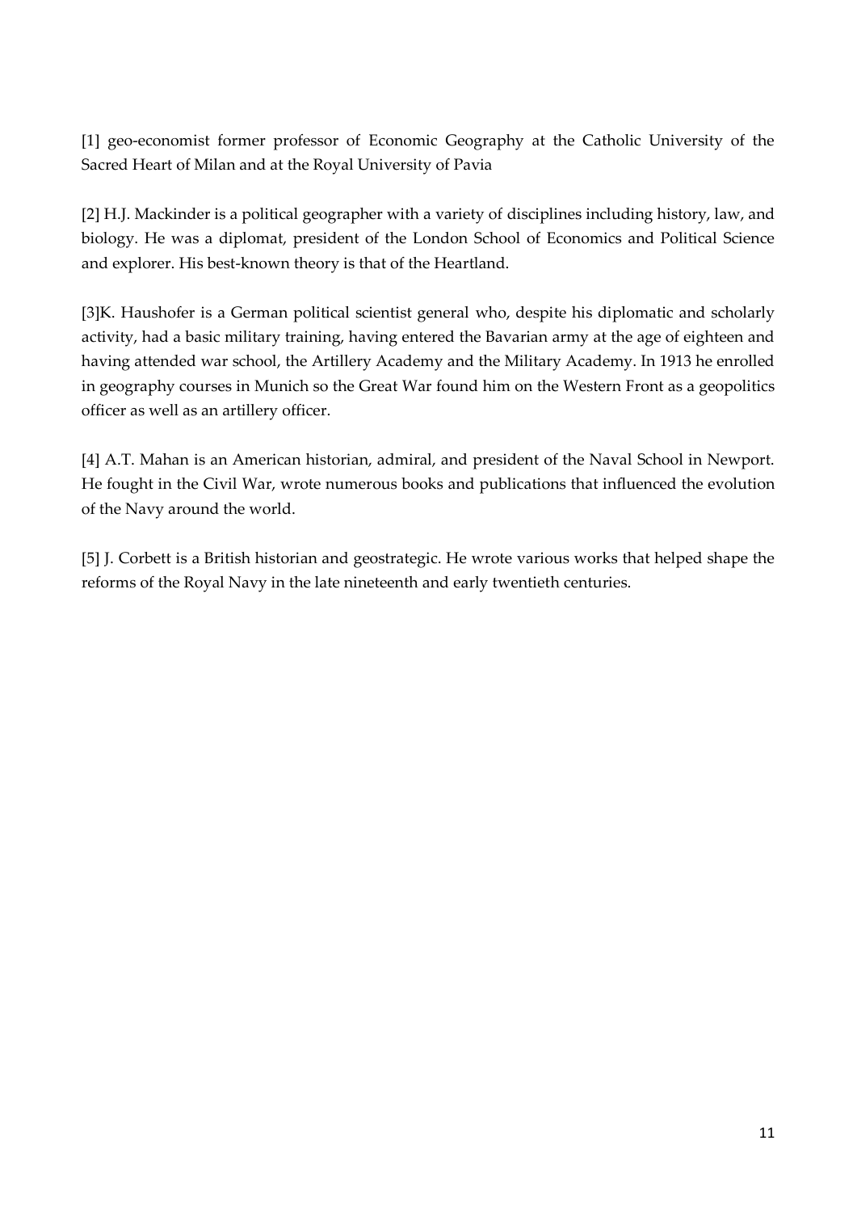[1] geo-economist former professor of Economic Geography at the Catholic University of the Sacred Heart of Milan and at the Royal University of Pavia

[2] H.J. Mackinder is a political geographer with a variety of disciplines including history, law, and biology. He was a diplomat, president of the London School of Economics and Political Science and explorer. His best-known theory is that of the Heartland.

[3]K. Haushofer is a German political scientist general who, despite his diplomatic and scholarly activity, had a basic military training, having entered the Bavarian army at the age of eighteen and having attended war school, the Artillery Academy and the Military Academy. In 1913 he enrolled in geography courses in Munich so the Great War found him on the Western Front as a geopolitics officer as well as an artillery officer.

[4] A.T. Mahan is an American historian, admiral, and president of the Naval School in Newport. He fought in the Civil War, wrote numerous books and publications that influenced the evolution of the Navy around the world.

[5] J. Corbett is a British historian and geostrategic. He wrote various works that helped shape the reforms of the Royal Navy in the late nineteenth and early twentieth centuries.